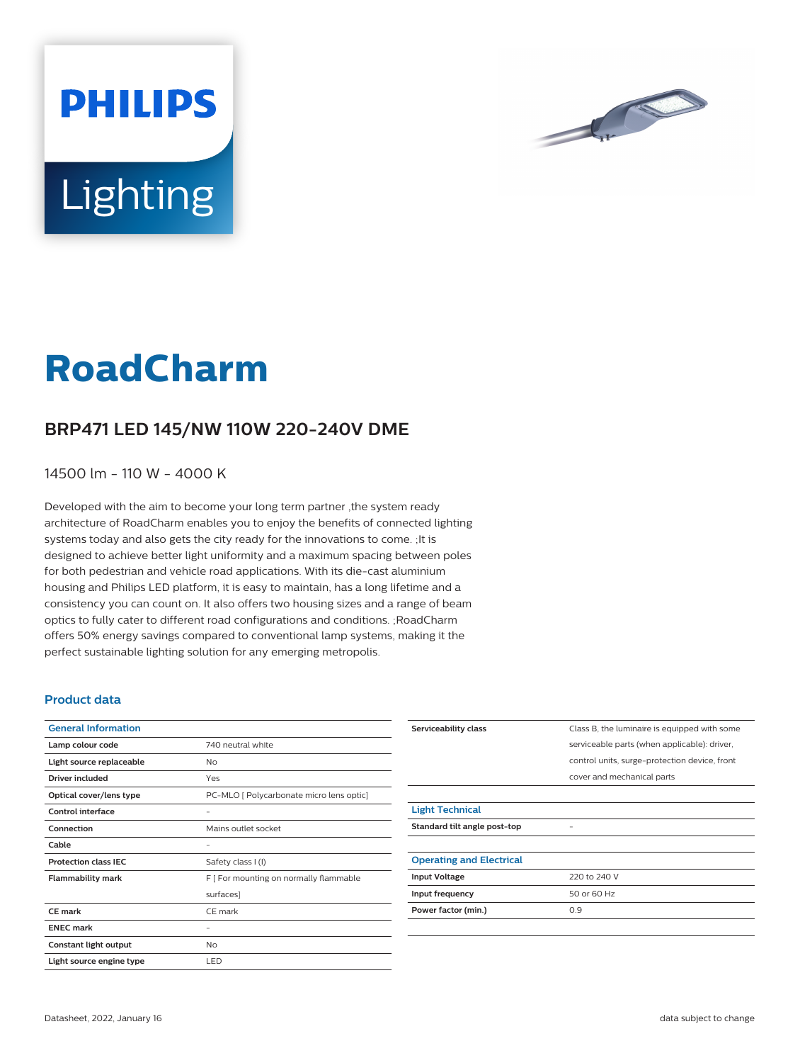PHILIPS

Lighting

# RoadCharm

## BRP471 LED 145/NW 110W 220-240V DME

14500 lm - 110 W - 4000 K

Developed with the aim to become your long term partner ,the system ready architecture of RoadCharm enables you to enjoy the benefits of connected lighting systems today and also gets the city ready for the innovations to come. ;It is designed to achieve better light uniformity and a maximum spacing between poles for both pedestrian and vehicle road applications. With its die-cast aluminium housing and Philips LED platform, it is easy to maintain, has a long lifetime and a consistency you can count on. It also offers two housing sizes and a range of beam optics to fully cater to different road configurations and conditions. ;RoadCharm offers 50% energy savings compared to conventional lamp systems, making it the perfect sustainable lighting solution for any emerging metropolis.

### Product data

| General Information | |
|---|---|
| **Lamp colour code** | 740 neutral white |
| **Light source replaceable** | No |
| **Driver included** | Yes |
| **Optical cover/lens type** | PC-MLO [ Polycarbonate micro lens optic] |
| **Control interface** | - |
| **Connection** | Mains outlet socket |
| **Cable** | - |
| **Protection class IEC** | Safety class I (I) |
| **Flammability mark** | F [ For mounting on normally flammable surfaces] |
| **CE mark** | CE mark |
| **ENEC mark** | - |
| **Constant light output** | No |
| **Light source engine type** | LED |
| **Serviceability class** | Class B, the luminaire is equipped with some serviceable parts (when applicable): driver, control units, surge-protection device, front cover and mechanical parts |

| Light Technical | |
|---|---|
| **Standard tilt angle post-top** | - |

| Operating and Electrical | |
|---|---|
| **Input Voltage** | 220 to 240 V |
| **Input frequency** | 50 or 60 Hz |
| **Power factor (min.)** | 0.9 |

Datasheet, 2022, January 16

data subject to change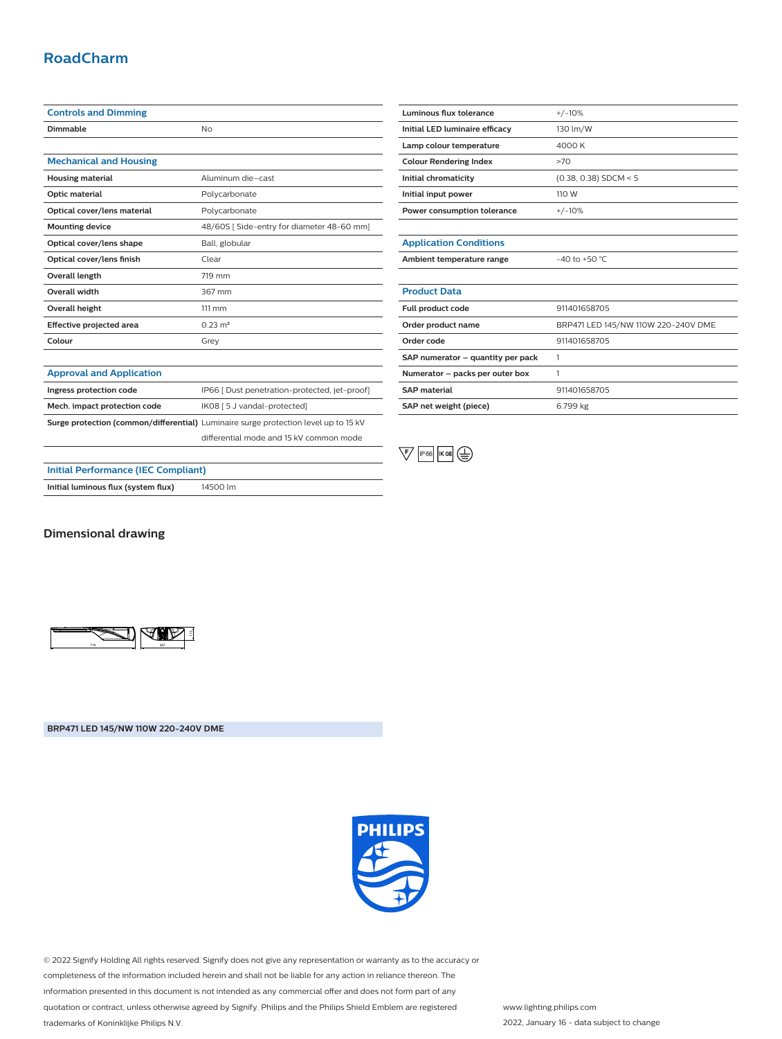# RoadCharm

| Controls and Dimming | |
|---|---|
| **Dimmable** | No |

| Mechanical and Housing | |
|---|---|
| **Housing material** | Aluminum die-cast |
| **Optic material** | Polycarbonate |
| **Optical cover/lens material** | Polycarbonate |
| **Mounting device** | 48/60S [ Side-entry for diameter 48-60 mm] |
| **Optical cover/lens shape** | Ball, globular |
| **Optical cover/lens finish** | Clear |
| **Overall length** | 719 mm |
| **Overall width** | 367 mm |
| **Overall height** | 111 mm |
| **Effective projected area** | 0.23 m² |
| **Colour** | Grey |

| Approval and Application | |
|---|---|
| **Ingress protection code** | IP66 [ Dust penetration-protected, jet-proof] |
| **Mech. impact protection code** | IK08 [ 5 J vandal-protected] |
| **Surge protection (common/differential)** | Luminaire surge protection level up to 15 kV differential mode and 15 kV common mode |

| Initial Performance (IEC Compliant) | |
|---|---|
| **Initial luminous flux (system flux)** | 14500 lm |
| **Luminous flux tolerance** | +/-10% |
| **Initial LED luminaire efficacy** | 130 lm/W |
| **Lamp colour temperature** | 4000 K |
| **Colour Rendering Index** | >70 |
| **Initial chromaticity** | (0.38, 0.38) SDCM < 5 |
| **Initial input power** | 110 W |
| **Power consumption tolerance** | +/-10% |

| Application Conditions | |
|---|---|
| **Ambient temperature range** | -40 to +50 °C |

| Product Data | |
|---|---|
| **Full product code** | 911401658705 |
| **Order product name** | BRP471 LED 145/NW 110W 220-240V DME |
| **Order code** | 911401658705 |
| **SAP numerator – quantity per pack** | 1 |
| **Numerator – packs per outer box** | 1 |
| **SAP material** | 911401658705 |
| **SAP net weight (piece)** | 6.799 kg |

F IP66 IK08

## Dimensional drawing

719

367

111

**BRP471 LED 145/NW 110W 220-240V DME**

© 2022 Signify Holding All rights reserved. Signify does not give any representation or warranty as to the accuracy or completeness of the information included herein and shall not be liable for any action in reliance thereon. The information presented in this document is not intended as any commercial offer and does not form part of any quotation or contract, unless otherwise agreed by Signify. Philips and the Philips Shield Emblem are registered trademarks of Koninklijke Philips N.V.

www.lighting.philips.com

2022, January 16 - data subject to change